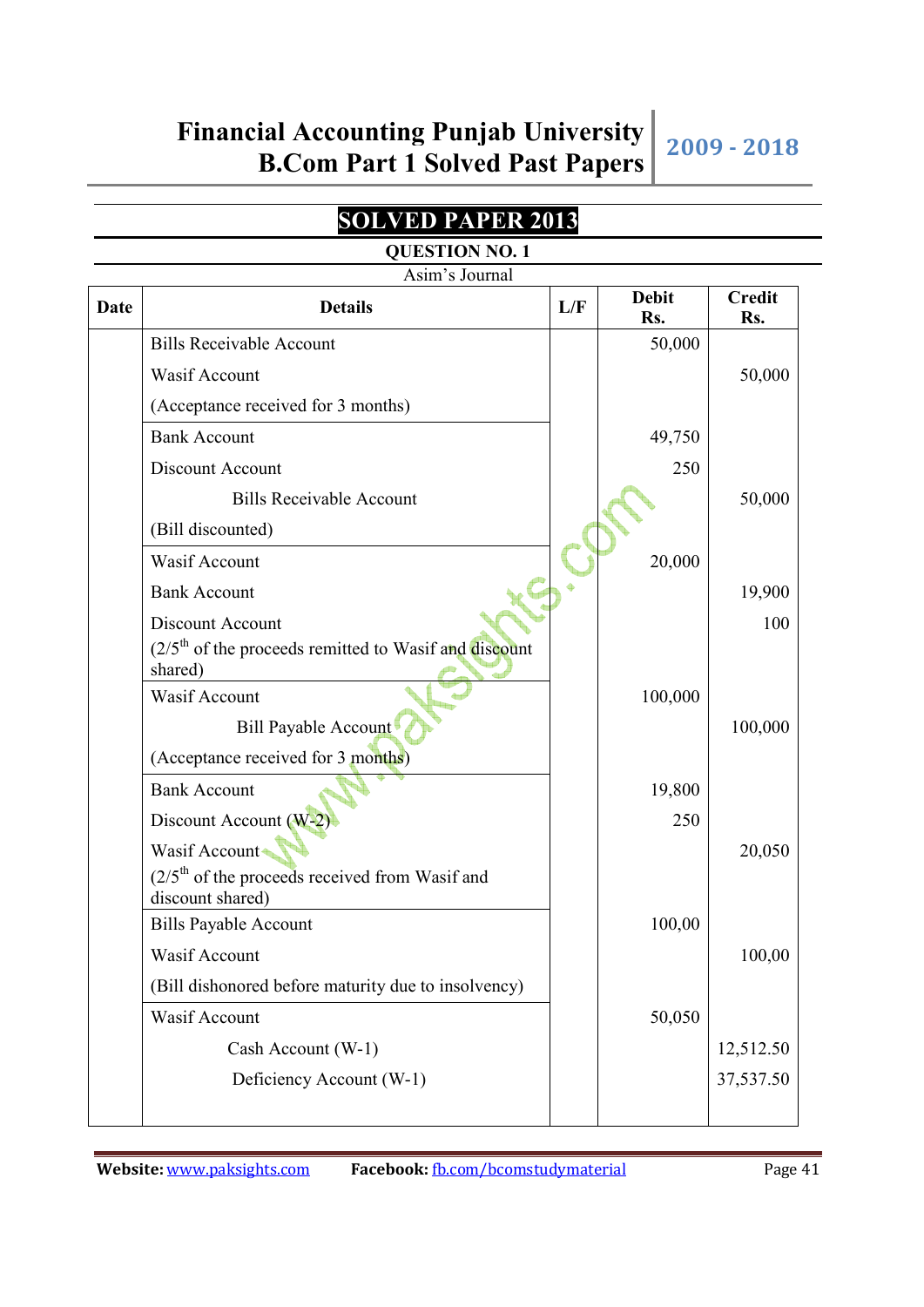# SOLVED PAPER 2013

## QUESTION NO. 1

Asim's Journal

| Date | Details | L/F | Debit Rs. | Credit Rs. |
|---|---|---|---|---|
| | Bills Receivable Account | | 50,000 | |
| | Wasif Account | | | 50,000 |
| | (Acceptance received for 3 months) | | | |
| | Bank Account | | 49,750 | |
| | Discount Account | | 250 | |
| | Bills Receivable Account | | | 50,000 |
| | (Bill discounted) | | | |
| | Wasif Account | | 20,000 | |
| | Bank Account | | | 19,900 |
| | Discount Account | | | 100 |
| | (2/5th of the proceeds remitted to Wasif and discount shared) | | | |
| | Wasif Account | | 100,000 | |
| | Bill Payable Account | | | 100,000 |
| | (Acceptance received for 3 months) | | | |
| | Bank Account | | 19,800 | |
| | Discount Account (W-2) | | 250 | |
| | Wasif Account | | | 20,050 |
| | (2/5th of the proceeds received from Wasif and discount shared) | | | |
| | Bills Payable Account | | 100,00 | |
| | Wasif Account | | | 100,00 |
| | (Bill dishonored before maturity due to insolvency) | | | |
| | Wasif Account | | 50,050 | |
| | Cash Account (W-1) | | | 12,512.50 |
| | Deficiency Account (W-1) | | | 37,537.50 |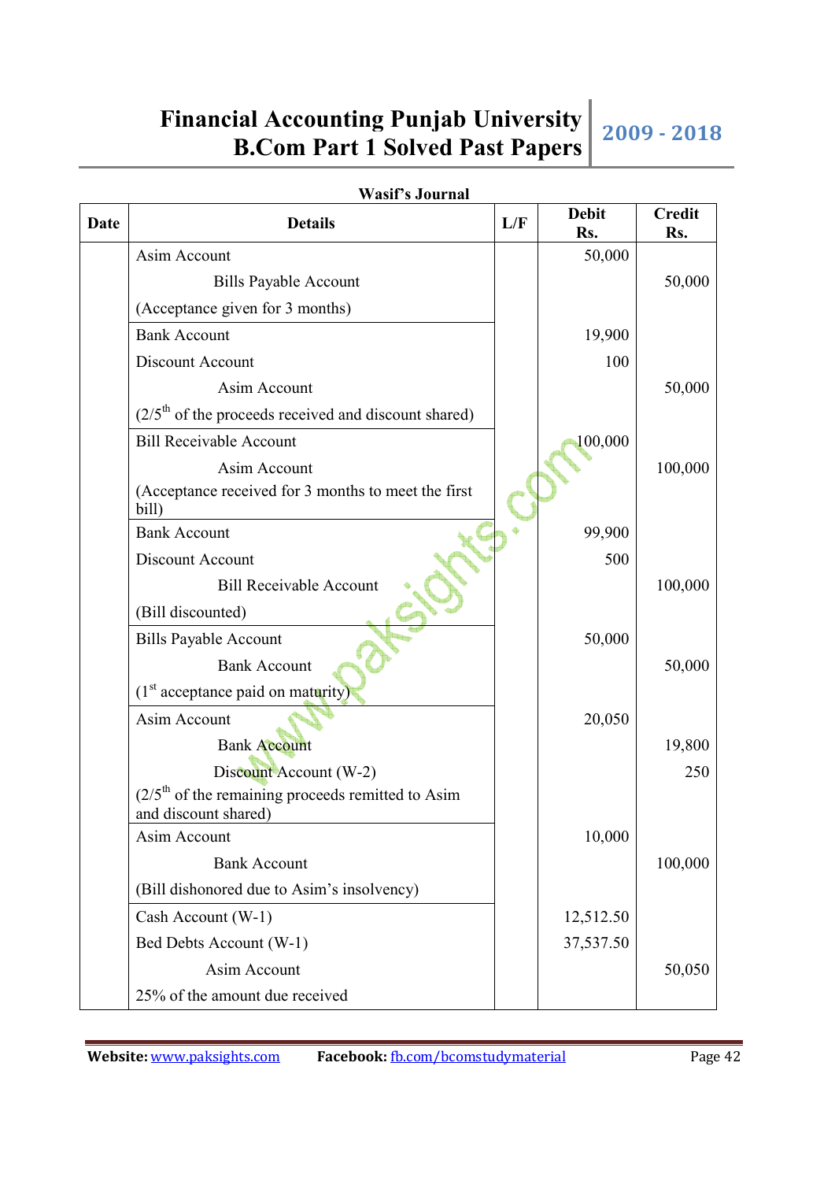**Wasif's Journal**

| Date | Details | L/F | Debit Rs. | Credit Rs. |
|---|---|---|---|---|
| | Asim Account | | 50,000 | |
| | Bills Payable Account | | | 50,000 |
| | (Acceptance given for 3 months) | | | |
| | Bank Account | | 19,900 | |
| | Discount Account | | 100 | |
| | Asim Account | | | 50,000 |
| | (2/5th of the proceeds received and discount shared) | | | |
| | Bill Receivable Account | | 100,000 | |
| | Asim Account | | | 100,000 |
| | (Acceptance received for 3 months to meet the first bill) | | | |
| | Bank Account | | 99,900 | |
| | Discount Account | | 500 | |
| | Bill Receivable Account | | | 100,000 |
| | (Bill discounted) | | | |
| | Bills Payable Account | | 50,000 | |
| | Bank Account | | | 50,000 |
| | (1st acceptance paid on maturity) | | | |
| | Asim Account | | 20,050 | |
| | Bank Account | | | 19,800 |
| | Discount Account (W-2) | | | 250 |
| | (2/5th of the remaining proceeds remitted to Asim and discount shared) | | | |
| | Asim Account | | 10,000 | |
| | Bank Account | | | 100,000 |
| | (Bill dishonored due to Asim's insolvency) | | | |
| | Cash Account (W-1) | | 12,512.50 | |
| | Bed Debts Account (W-1) | | 37,537.50 | |
| | Asim Account | | | 50,050 |
| | 25% of the amount due received | | | |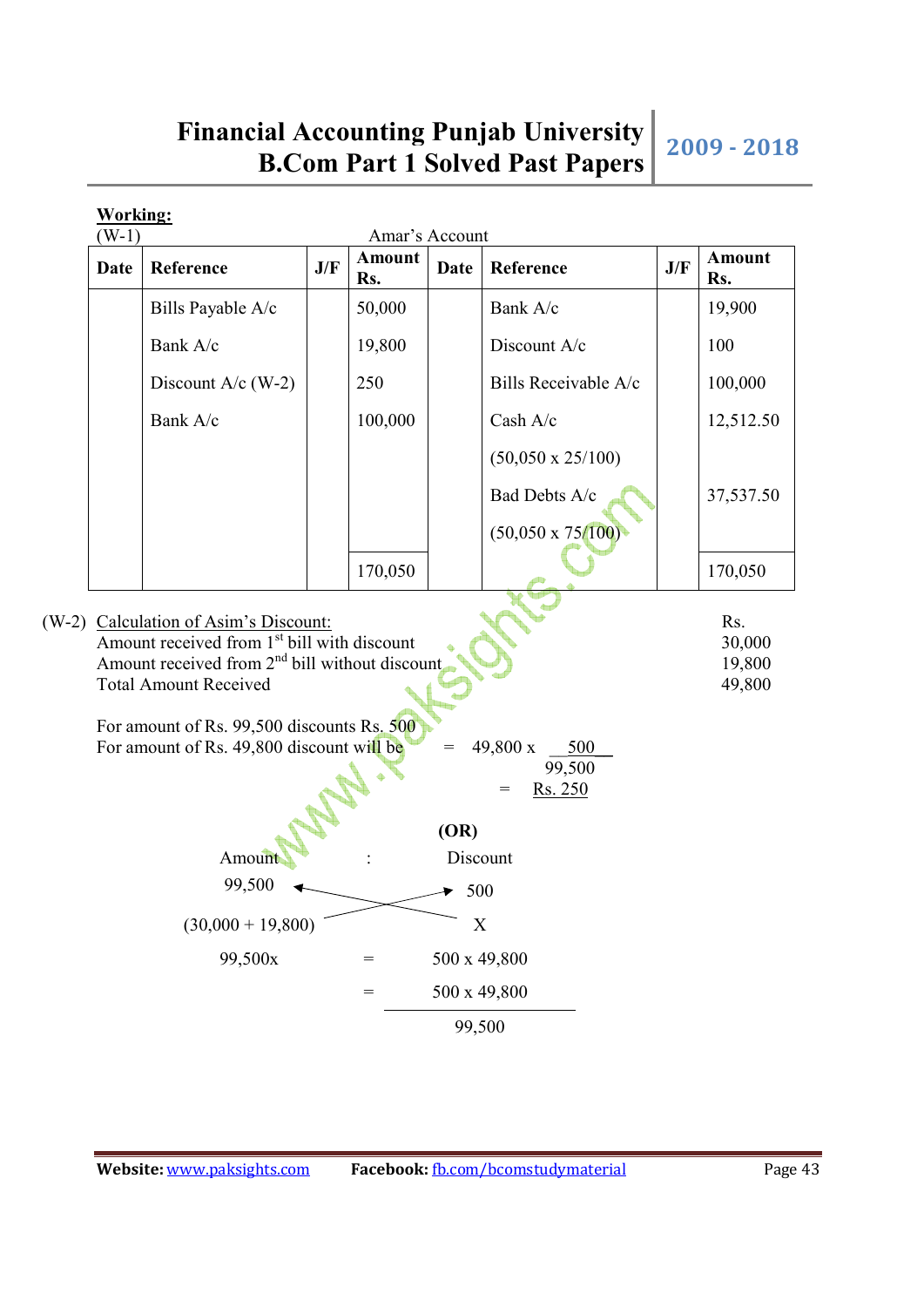**Working:**

(W-1) Amar's Account

| Date | Reference | J/F | Amount Rs. | Date | Reference | J/F | Amount Rs. |
|---|---|---|---|---|---|---|---|
| | Bills Payable A/c | | 50,000 | | Bank A/c | | 19,900 |
| | Bank A/c | | 19,800 | | Discount A/c | | 100 |
| | Discount A/c (W-2) | | 250 | | Bills Receivable A/c | | 100,000 |
| | Bank A/c | | 100,000 | | Cash A/c | | 12,512.50 |
| | | | | | (50,050 x 25/100) | | |
| | | | | | Bad Debts A/c | | 37,537.50 |
| | | | | | (50,050 x 75/100) | | |
| | | | 170,050 | | | | 170,050 |

(W-2) Calculation of Asim's Discount:

| | Rs. |
|---|---|
| Amount received from 1st bill with discount | 30,000 |
| Amount received from 2nd bill without discount | 19,800 |
| Total Amount Received | 49,800 |

For amount of Rs. 99,500 discounts Rs. 500

For amount of Rs. 49,800 discount will be $= 49{,}800 \times \frac{500}{99{,}500}$

$= \text{Rs. } 250$

**(OR)**

| Amount | : | Discount |
|---|---|---|
| 99,500 | | 500 |
| (30,000 + 19,800) | | X |

$$99{,}500x = 500 \times 49{,}800$$

$$= \frac{500 \times 49{,}800}{99{,}500}$$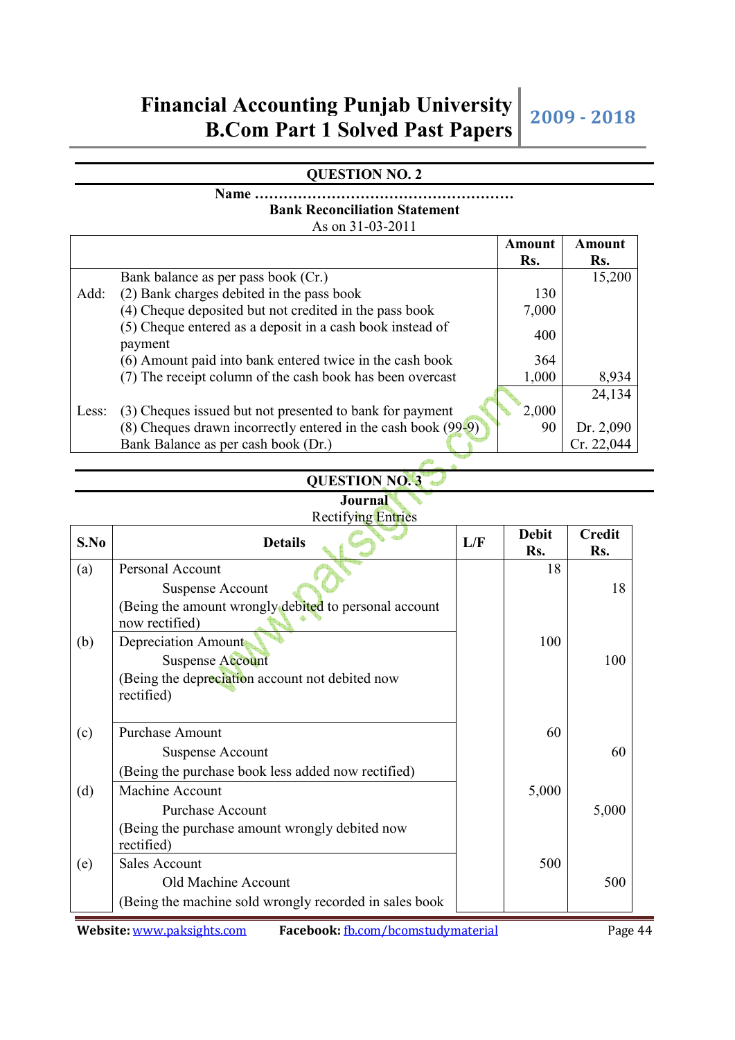## QUESTION NO. 2

**Name ……………………………………………………**

**Bank Reconciliation Statement**

As on 31-03-2011

| | | Amount Rs. | Amount Rs. |
|---|---|---|---|
| | Bank balance as per pass book (Cr.) | | 15,200 |
| Add: | (2) Bank charges debited in the pass book | 130 | |
| | (4) Cheque deposited but not credited in the pass book | 7,000 | |
| | (5) Cheque entered as a deposit in a cash book instead of payment | 400 | |
| | (6) Amount paid into bank entered twice in the cash book | 364 | |
| | (7) The receipt column of the cash book has been overcast | 1,000 | 8,934 |
| | | | 24,134 |
| Less: | (3) Cheques issued but not presented to bank for payment | 2,000 | |
| | (8) Cheques drawn incorrectly entered in the cash book (99-9) | 90 | Dr. 2,090 |
| | Bank Balance as per cash book (Dr.) | | Cr. 22,044 |

## QUESTION NO. 3

**Journal**

Rectifying Entries

| S.No | Details | L/F | Debit Rs. | Credit Rs. |
|---|---|---|---|---|
| (a) | Personal Account | | 18 | |
| | Suspense Account | | | 18 |
| | (Being the amount wrongly debited to personal account now rectified) | | | |
| (b) | Depreciation Amount | | 100 | |
| | Suspense Account | | | 100 |
| | (Being the depreciation account not debited now rectified) | | | |
| (c) | Purchase Amount | | 60 | |
| | Suspense Account | | | 60 |
| | (Being the purchase book less added now rectified) | | | |
| (d) | Machine Account | | 5,000 | |
| | Purchase Account | | | 5,000 |
| | (Being the purchase amount wrongly debited now rectified) | | | |
| (e) | Sales Account | | 500 | |
| | Old Machine Account | | | 500 |
| | (Being the machine sold wrongly recorded in sales book | | | |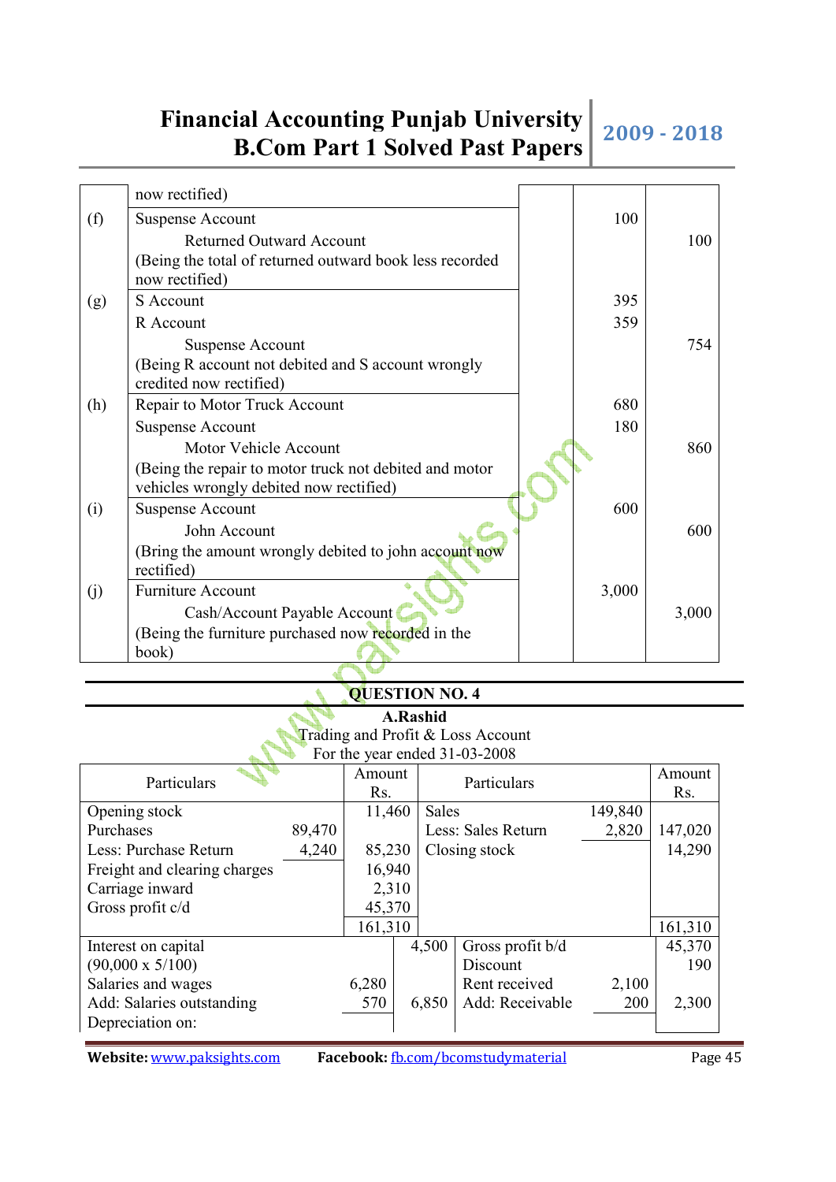| | | | | |
|---|---|---|---|---|
| | now rectified) | | | |
| (f) | Suspense Account | | 100 | |
| | Returned Outward Account | | | 100 |
| | (Being the total of returned outward book less recorded now rectified) | | | |
| (g) | S Account | | 395 | |
| | R Account | | 359 | |
| | Suspense Account | | | 754 |
| | (Being R account not debited and S account wrongly credited now rectified) | | | |
| (h) | Repair to Motor Truck Account | | 680 | |
| | Suspense Account | | 180 | |
| | Motor Vehicle Account | | | 860 |
| | (Being the repair to motor truck not debited and motor vehicles wrongly debited now rectified) | | | |
| (i) | Suspense Account | | 600 | |
| | John Account | | | 600 |
| | (Bring the amount wrongly debited to john account now rectified) | | | |
| (j) | Furniture Account | | 3,000 | |
| | Cash/Account Payable Account | | | 3,000 |
| | (Being the furniture purchased now recorded in the book) | | | |

## QUESTION NO. 4

**A.Rashid**
Trading and Profit & Loss Account
For the year ended 31-03-2008

| Particulars | | Amount Rs. | Particulars | | Amount Rs. |
|---|---|---|---|---|---|
| Opening stock | | 11,460 | Sales | 149,840 | |
| Purchases | 89,470 | | Less: Sales Return | 2,820 | 147,020 |
| Less: Purchase Return | 4,240 | 85,230 | Closing stock | | 14,290 |
| Freight and clearing charges | | 16,940 | | | |
| Carriage inward | | 2,310 | | | |
| Gross profit c/d | | 45,370 | | | |
| | | 161,310 | | | 161,310 |
| Interest on capital (90,000 x 5/100) | | 4,500 | Gross profit b/d | | 45,370 |
| | | | Discount | | 190 |
| Salaries and wages | 6,280 | | Rent received | 2,100 | |
| Add: Salaries outstanding | 570 | 6,850 | Add: Receivable | 200 | 2,300 |
| Depreciation on: | | | | | |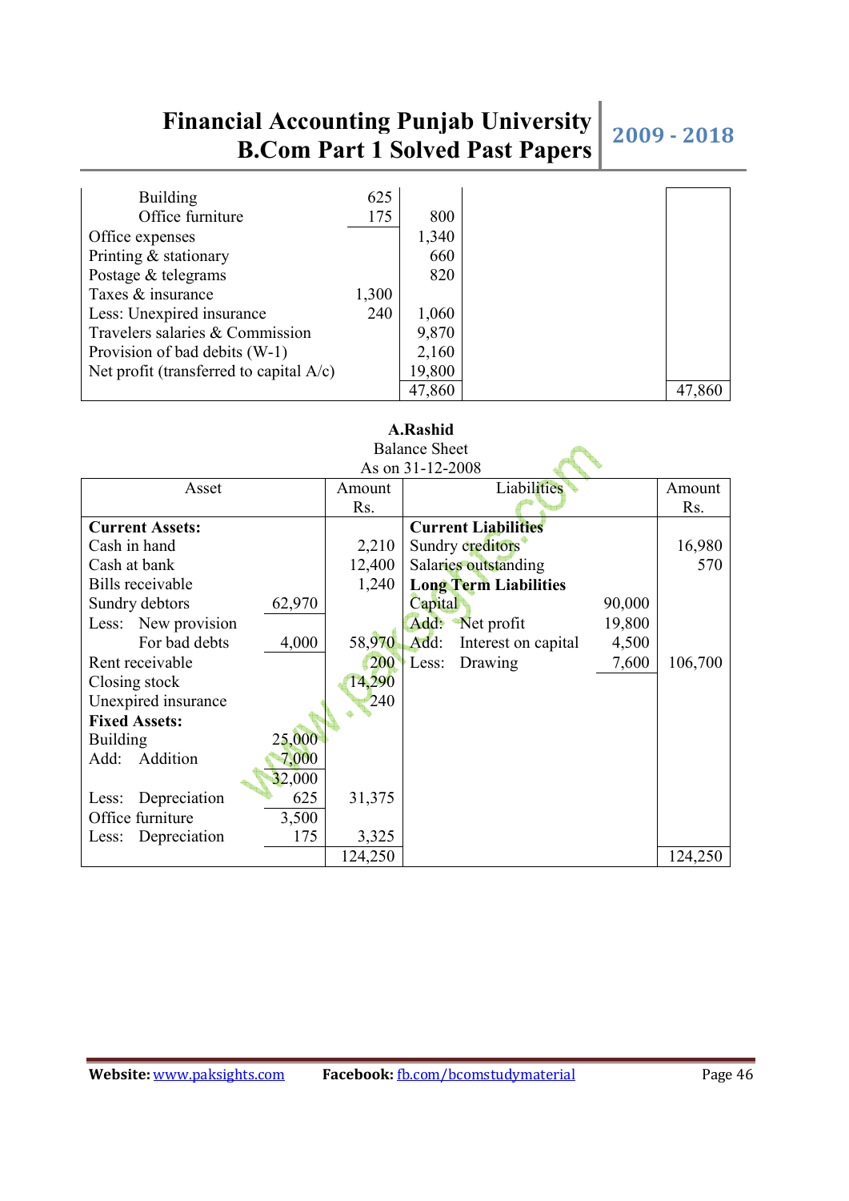| | | | | |
|---|---|---|---|---|
| Building | 625 | | | |
| Office furniture | 175 | 800 | | |
| Office expenses | | 1,340 | | |
| Printing & stationary | | 660 | | |
| Postage & telegrams | | 820 | | |
| Taxes & insurance | 1,300 | | | |
| Less: Unexpired insurance | 240 | 1,060 | | |
| Travelers salaries & Commission | | 9,870 | | |
| Provision of bad debts (W-1) | | 2,160 | | |
| Net profit (transferred to capital A/c) | | 19,800 | | |
| | | 47,860 | | 47,860 |

**A.Rashid**
Balance Sheet
As on 31-12-2008

| Asset | | Amount Rs. | Liabilities | | Amount Rs. |
|---|---|---|---|---|---|
| **Current Assets:** | | | **Current Liabilities** | | |
| Cash in hand | | 2,210 | Sundry creditors | | 16,980 |
| Cash at bank | | 12,400 | Salaries outstanding | | 570 |
| Bills receivable | | 1,240 | **Long Term Liabilities** | | |
| Sundry debtors | 62,970 | | Capital | 90,000 | |
| Less: New provision | | | Add: Net profit | 19,800 | |
| For bad debts | 4,000 | 58,970 | Add: Interest on capital | 4,500 | |
| Rent receivable | | 200 | Less: Drawing | 7,600 | 106,700 |
| Closing stock | | 14,290 | | | |
| Unexpired insurance | | 240 | | | |
| **Fixed Assets:** | | | | | |
| Building | 25,000 | | | | |
| Add: Addition | 7,000 | | | | |
| | 32,000 | | | | |
| Less: Depreciation | 625 | 31,375 | | | |
| Office furniture | 3,500 | | | | |
| Less: Depreciation | 175 | 3,325 | | | |
| | | 124,250 | | | 124,250 |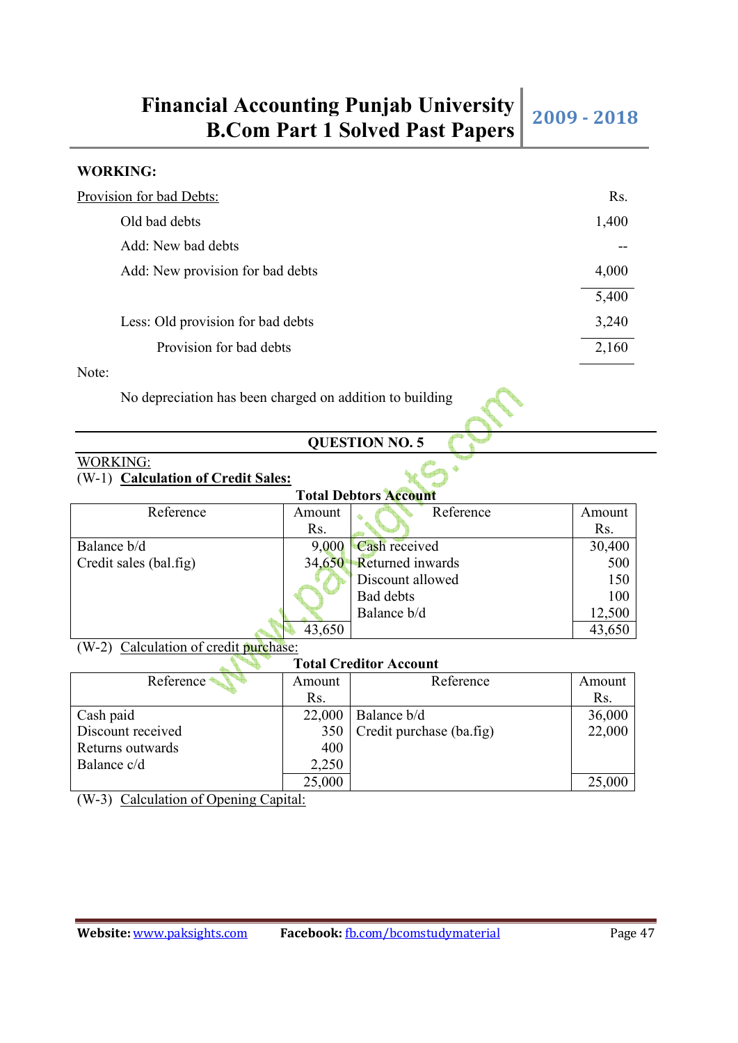**WORKING:**

<u>Provision for bad Debts:</u>

| | Rs. |
|---|---|
| Old bad debts | 1,400 |
| Add: New bad debts | -- |
| Add: New provision for bad debts | 4,000 |
| | 5,400 |
| Less: Old provision for bad debts | 3,240 |
| Provision for bad debts | 2,160 |

Note:

No depreciation has been charged on addition to building

## QUESTION NO. 5

<u>WORKING:</u>

(W-1) **<u>Calculation of Credit Sales:</u>**

**Total Debtors Account**

| Reference | Amount Rs. | Reference | Amount Rs. |
|---|---|---|---|
| Balance b/d | 9,000 | Cash received | 30,400 |
| Credit sales (bal.fig) | 34,650 | Returned inwards | 500 |
| | | Discount allowed | 150 |
| | | Bad debts | 100 |
| | | Balance b/d | 12,500 |
| | 43,650 | | 43,650 |

(W-2) <u>Calculation of credit purchase:</u>

**Total Creditor Account**

| Reference | Amount Rs. | Reference | Amount Rs. |
|---|---|---|---|
| Cash paid | 22,000 | Balance b/d | 36,000 |
| Discount received | 350 | Credit purchase (ba.fig) | 22,000 |
| Returns outwards | 400 | | |
| Balance c/d | 2,250 | | |
| | 25,000 | | 25,000 |

(W-3) <u>Calculation of Opening Capital:</u>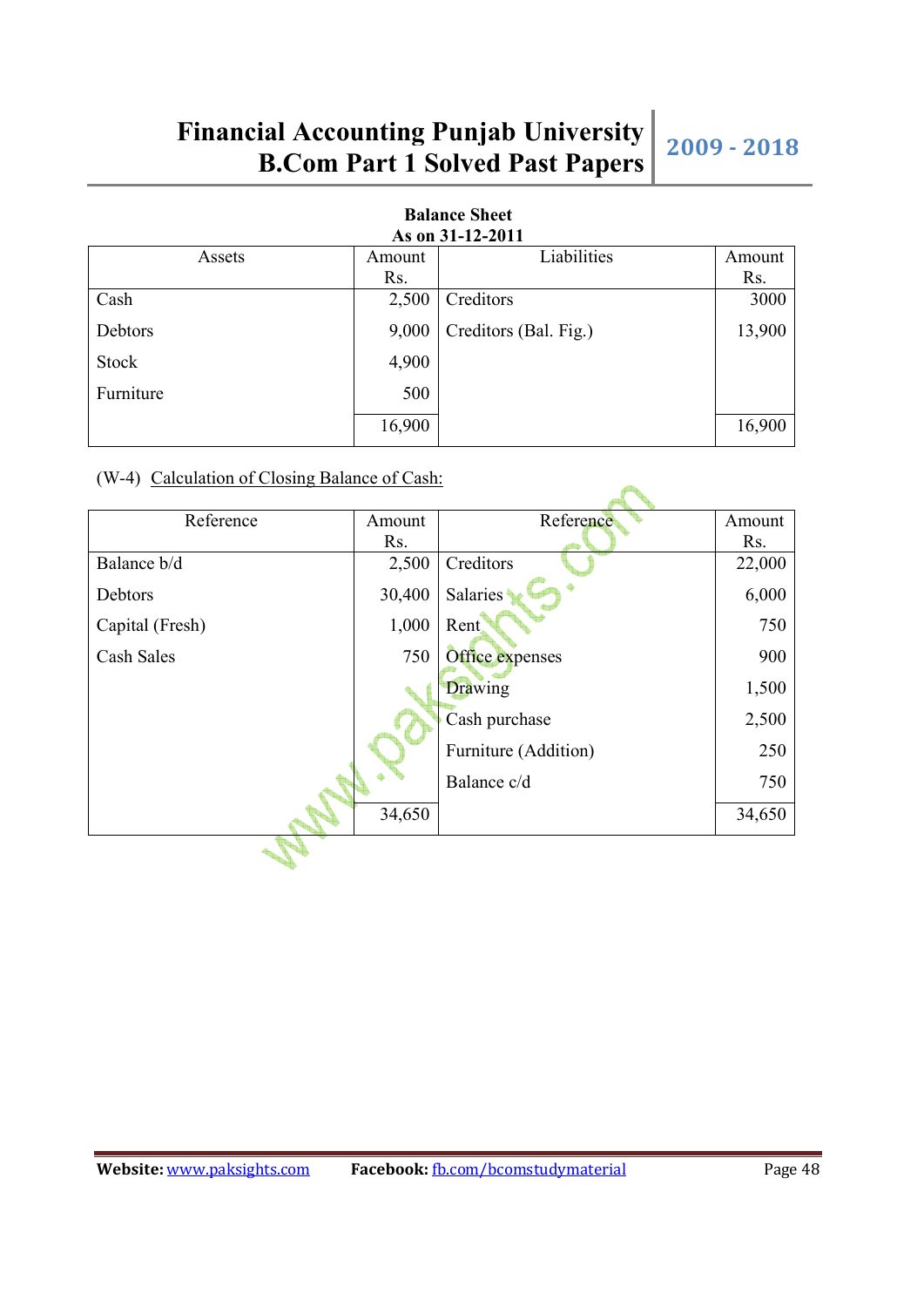**Balance Sheet**
**As on 31-12-2011**

| Assets | Amount Rs. | Liabilities | Amount Rs. |
|---|---|---|---|
| Cash | 2,500 | Creditors | 3000 |
| Debtors | 9,000 | Creditors (Bal. Fig.) | 13,900 |
| Stock | 4,900 | | |
| Furniture | 500 | | |
| | 16,900 | | 16,900 |

(W-4) Calculation of Closing Balance of Cash:

| Reference | Amount Rs. | Reference | Amount Rs. |
|---|---|---|---|
| Balance b/d | 2,500 | Creditors | 22,000 |
| Debtors | 30,400 | Salaries | 6,000 |
| Capital (Fresh) | 1,000 | Rent | 750 |
| Cash Sales | 750 | Office expenses | 900 |
| | | Drawing | 1,500 |
| | | Cash purchase | 2,500 |
| | | Furniture (Addition) | 250 |
| | | Balance c/d | 750 |
| | 34,650 | | 34,650 |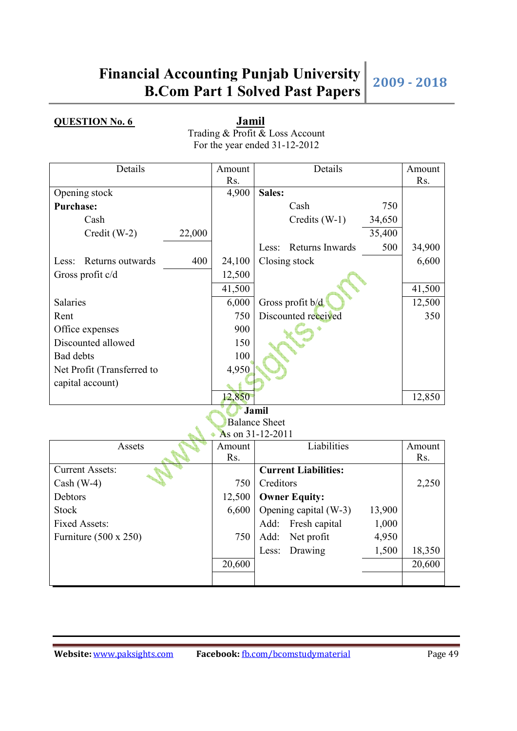**QUESTION No. 6**

**Jamil**
Trading & Profit & Loss Account
For the year ended 31-12-2012

| Details | | Amount Rs. | Details | | Amount Rs. |
|---|---|---|---|---|---|
| Opening stock | | 4,900 | **Sales:** | | |
| **Purchase:** | | | Cash | 750 | |
| Cash | | | Credits (W-1) | 34,650 | |
| Credit (W-2) | 22,000 | | | 35,400 | |
| | | | Less: Returns Inwards | 500 | 34,900 |
| Less: Returns outwards | 400 | 24,100 | Closing stock | | 6,600 |
| Gross profit c/d | | 12,500 | | | |
| | | 41,500 | | | 41,500 |
| Salaries | | 6,000 | Gross profit b/d | | 12,500 |
| Rent | | 750 | Discounted received | | 350 |
| Office expenses | | 900 | | | |
| Discounted allowed | | 150 | | | |
| Bad debts | | 100 | | | |
| Net Profit (Transferred to capital account) | | 4,950 | | | |
| | | 12,850 | | | 12,850 |

**Jamil**
Balance Sheet
As on 31-12-2011

| Assets | Amount Rs. | Liabilities | | Amount Rs. |
|---|---|---|---|---|
| Current Assets: | | **Current Liabilities:** | | |
| Cash (W-4) | 750 | Creditors | | 2,250 |
| Debtors | 12,500 | **Owner Equity:** | | |
| Stock | 6,600 | Opening capital (W-3) | 13,900 | |
| Fixed Assets: | | Add: Fresh capital | 1,000 | |
| Furniture (500 x 250) | 750 | Add: Net profit | 4,950 | |
| | | Less: Drawing | 1,500 | 18,350 |
| | 20,600 | | | 20,600 |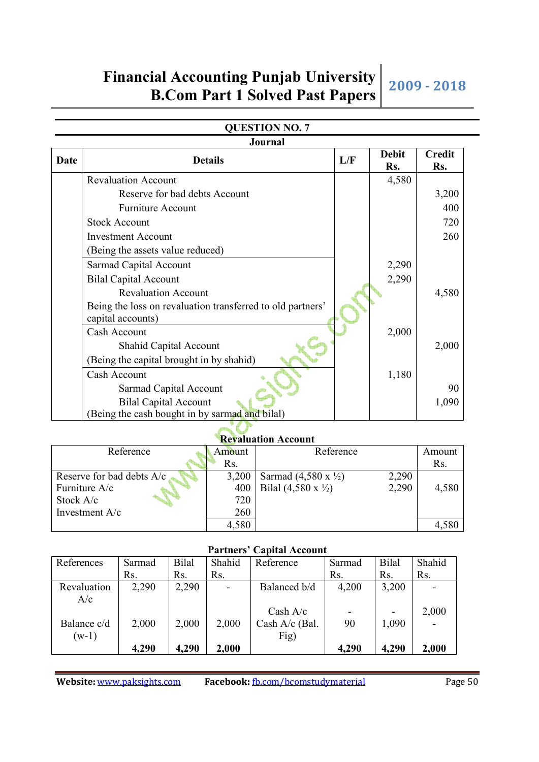## QUESTION NO. 7

### Journal

| Date | Details | L/F | Debit Rs. | Credit Rs. |
|---|---|---|---|---|
| | Revaluation Account | | 4,580 | |
| | Reserve for bad debts Account | | | 3,200 |
| | Furniture Account | | | 400 |
| | Stock Account | | | 720 |
| | Investment Account | | | 260 |
| | (Being the assets value reduced) | | | |
| | Sarmad Capital Account | | 2,290 | |
| | Bilal Capital Account | | 2,290 | |
| | Revaluation Account | | | 4,580 |
| | Being the loss on revaluation transferred to old partners' capital accounts) | | | |
| | Cash Account | | 2,000 | |
| | Shahid Capital Account | | | 2,000 |
| | (Being the capital brought in by shahid) | | | |
| | Cash Account | | 1,180 | |
| | Sarmad Capital Account | | | 90 |
| | Bilal Capital Account | | | 1,090 |
| | (Being the cash bought in by sarmad and bilal) | | | |

### Revaluation Account

| Reference | Amount Rs. | Reference | | Amount Rs. |
|---|---|---|---|---|
| Reserve for bad debts A/c | 3,200 | Sarmad (4,580 x ½) | 2,290 | |
| Furniture A/c | 400 | Bilal (4,580 x ½) | 2,290 | 4,580 |
| Stock A/c | 720 | | | |
| Investment A/c | 260 | | | |
| | 4,580 | | | 4,580 |

### Partners' Capital Account

| References | Sarmad Rs. | Bilal Rs. | Shahid Rs. | Reference | Sarmad Rs. | Bilal Rs. | Shahid Rs. |
|---|---|---|---|---|---|---|---|
| Revaluation A/c | 2,290 | 2,290 | - | Balanced b/d | 4,200 | 3,200 | - |
| | | | | Cash A/c | - | - | 2,000 |
| Balance c/d (w-1) | 2,000 | 2,000 | 2,000 | Cash A/c (Bal. Fig) | 90 | 1,090 | - |
| | **4,290** | **4,290** | **2,000** | | **4,290** | **4,290** | **2,000** |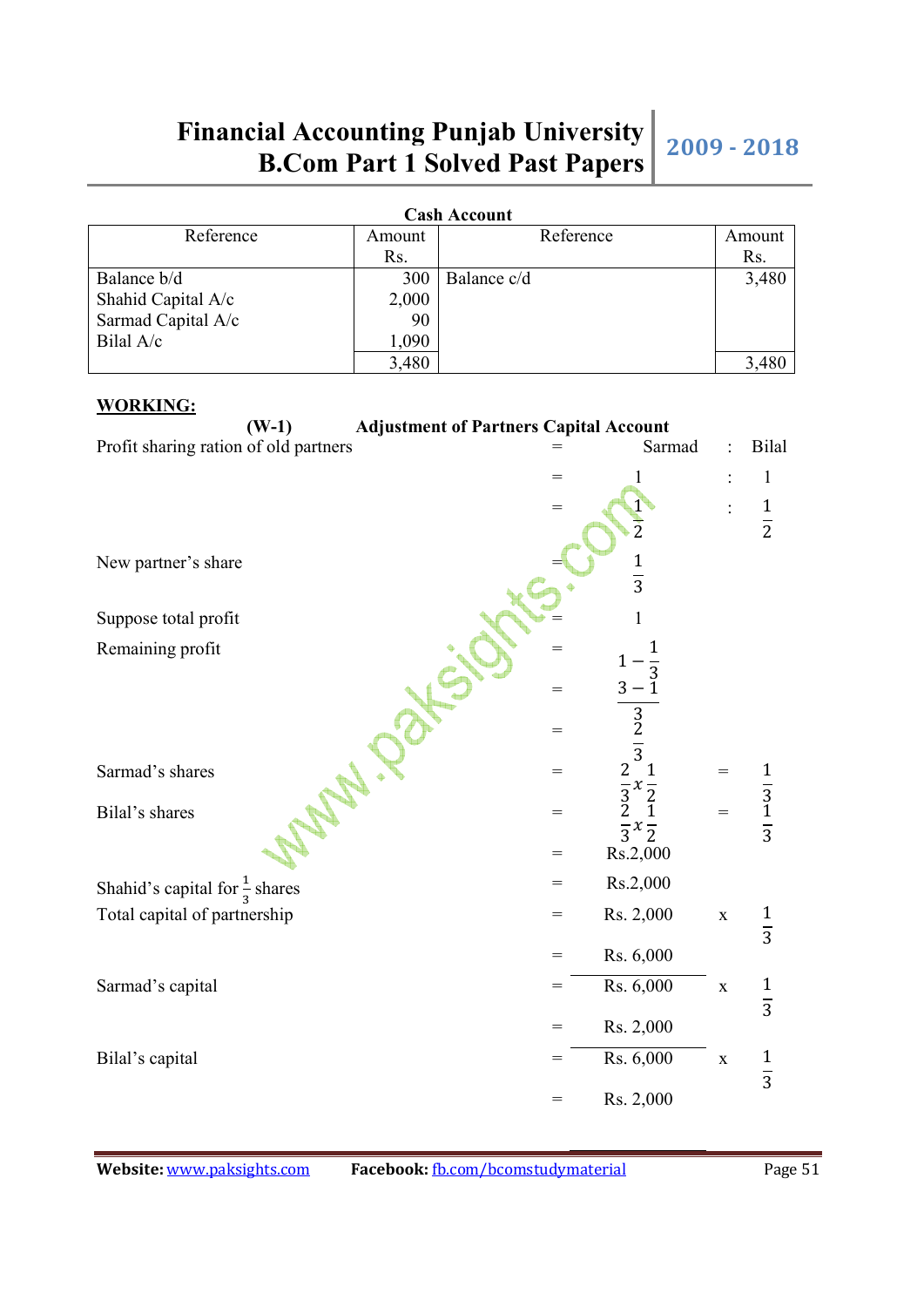**Cash Account**

| Reference | Amount Rs. | Reference | Amount Rs. |
|---|---|---|---|
| Balance b/d | 300 | Balance c/d | 3,480 |
| Shahid Capital A/c | 2,000 | | |
| Sarmad Capital A/c | 90 | | |
| Bilal A/c | 1,090 | | |
| | 3,480 | | 3,480 |

**WORKING:**

**(W-1) Adjustment of Partners Capital Account**

Profit sharing ration of old partners = Sarmad : Bilal

= 1 : 1

= $\frac{1}{2}$ : $\frac{1}{2}$

New partner's share = $\frac{1}{3}$

Suppose total profit = 1

Remaining profit = $1 - \frac{1}{3}$

= $\frac{3-1}{3}$

= $\frac{2}{3}$

Sarmad's shares = $\frac{2}{3} x \frac{1}{2}$ = $\frac{1}{3}$

Bilal's shares = $\frac{2}{3} x \frac{1}{2}$ = $\frac{1}{3}$

= Rs.2,000

Shahid's capital for $\frac{1}{3}$ shares = Rs.2,000

Total capital of partnership = Rs. 2,000 x $\frac{1}{3}$

= Rs. 6,000

Sarmad's capital = Rs. 6,000 x $\frac{1}{3}$

= Rs. 2,000

Bilal's capital = Rs. 6,000 x $\frac{1}{3}$

= Rs. 2,000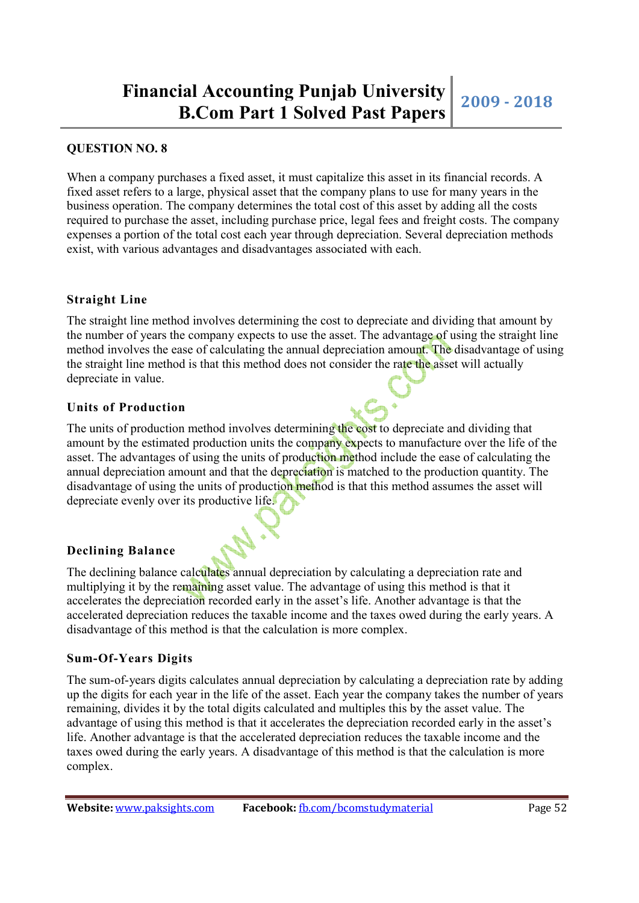## QUESTION NO. 8

When a company purchases a fixed asset, it must capitalize this asset in its financial records. A fixed asset refers to a large, physical asset that the company plans to use for many years in the business operation. The company determines the total cost of this asset by adding all the costs required to purchase the asset, including purchase price, legal fees and freight costs. The company expenses a portion of the total cost each year through depreciation. Several depreciation methods exist, with various advantages and disadvantages associated with each.

### Straight Line

The straight line method involves determining the cost to depreciate and dividing that amount by the number of years the company expects to use the asset. The advantage of using the straight line method involves the ease of calculating the annual depreciation amount. The disadvantage of using the straight line method is that this method does not consider the rate the asset will actually depreciate in value.

### Units of Production

The units of production method involves determining the cost to depreciate and dividing that amount by the estimated production units the company expects to manufacture over the life of the asset. The advantages of using the units of production method include the ease of calculating the annual depreciation amount and that the depreciation is matched to the production quantity. The disadvantage of using the units of production method is that this method assumes the asset will depreciate evenly over its productive life.

### Declining Balance

The declining balance calculates annual depreciation by calculating a depreciation rate and multiplying it by the remaining asset value. The advantage of using this method is that it accelerates the depreciation recorded early in the asset's life. Another advantage is that the accelerated depreciation reduces the taxable income and the taxes owed during the early years. A disadvantage of this method is that the calculation is more complex.

### Sum-Of-Years Digits

The sum-of-years digits calculates annual depreciation by calculating a depreciation rate by adding up the digits for each year in the life of the asset. Each year the company takes the number of years remaining, divides it by the total digits calculated and multiples this by the asset value. The advantage of using this method is that it accelerates the depreciation recorded early in the asset's life. Another advantage is that the accelerated depreciation reduces the taxable income and the taxes owed during the early years. A disadvantage of this method is that the calculation is more complex.